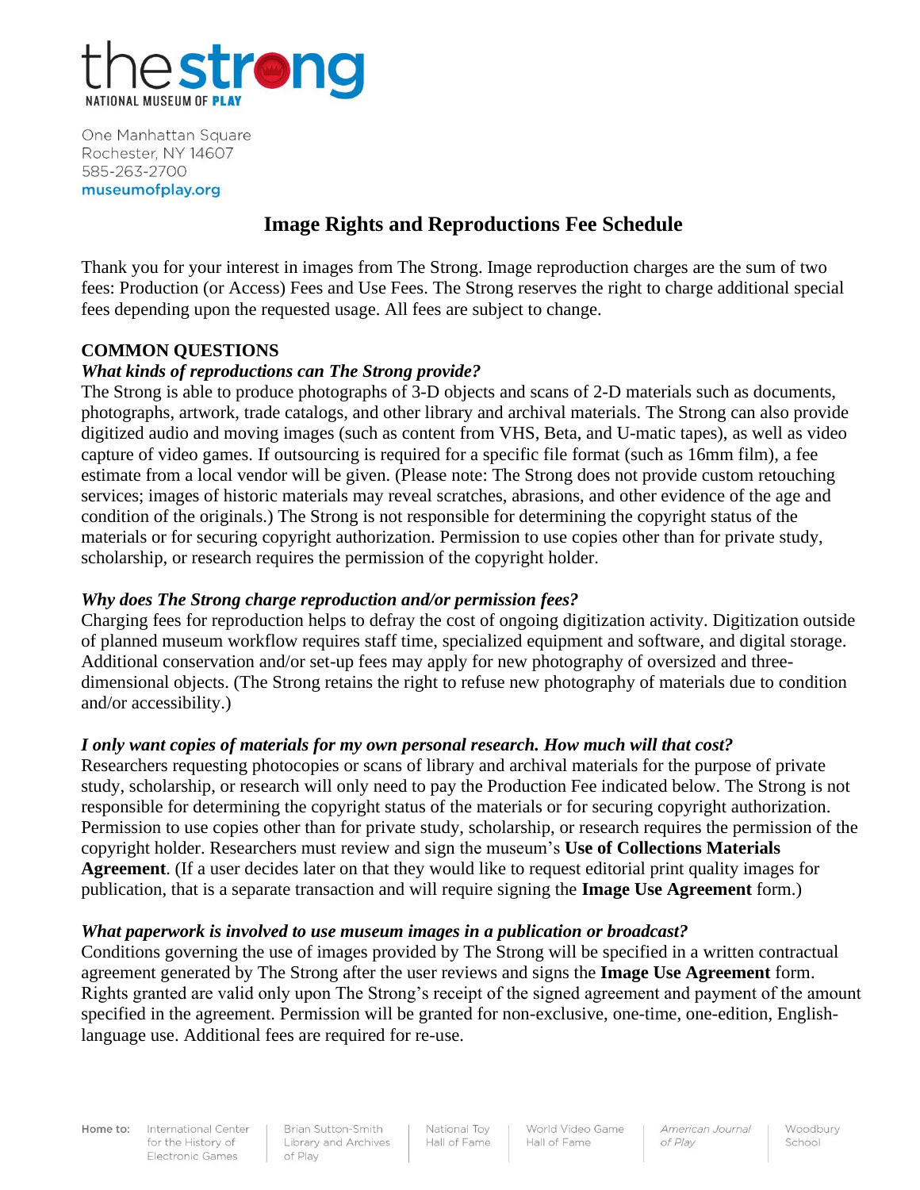the strong
NATIONAL MUSEUM OF PLAY

One Manhattan Square
Rochester, NY 14607
585-263-2700
museumofplay.org

# Image Rights and Reproductions Fee Schedule

Thank you for your interest in images from The Strong. Image reproduction charges are the sum of two fees: Production (or Access) Fees and Use Fees. The Strong reserves the right to charge additional special fees depending upon the requested usage. All fees are subject to change.

## COMMON QUESTIONS

***What kinds of reproductions can The Strong provide?***

The Strong is able to produce photographs of 3-D objects and scans of 2-D materials such as documents, photographs, artwork, trade catalogs, and other library and archival materials. The Strong can also provide digitized audio and moving images (such as content from VHS, Beta, and U-matic tapes), as well as video capture of video games. If outsourcing is required for a specific file format (such as 16mm film), a fee estimate from a local vendor will be given. (Please note: The Strong does not provide custom retouching services; images of historic materials may reveal scratches, abrasions, and other evidence of the age and condition of the originals.) The Strong is not responsible for determining the copyright status of the materials or for securing copyright authorization. Permission to use copies other than for private study, scholarship, or research requires the permission of the copyright holder.

***Why does The Strong charge reproduction and/or permission fees?***

Charging fees for reproduction helps to defray the cost of ongoing digitization activity. Digitization outside of planned museum workflow requires staff time, specialized equipment and software, and digital storage. Additional conservation and/or set-up fees may apply for new photography of oversized and three-dimensional objects. (The Strong retains the right to refuse new photography of materials due to condition and/or accessibility.)

***I only want copies of materials for my own personal research. How much will that cost?***

Researchers requesting photocopies or scans of library and archival materials for the purpose of private study, scholarship, or research will only need to pay the Production Fee indicated below. The Strong is not responsible for determining the copyright status of the materials or for securing copyright authorization. Permission to use copies other than for private study, scholarship, or research requires the permission of the copyright holder. Researchers must review and sign the museum's **Use of Collections Materials Agreement**. (If a user decides later on that they would like to request editorial print quality images for publication, that is a separate transaction and will require signing the **Image Use Agreement** form.)

***What paperwork is involved to use museum images in a publication or broadcast?***

Conditions governing the use of images provided by The Strong will be specified in a written contractual agreement generated by The Strong after the user reviews and signs the **Image Use Agreement** form. Rights granted are valid only upon The Strong's receipt of the signed agreement and payment of the amount specified in the agreement. Permission will be granted for non-exclusive, one-time, one-edition, English-language use. Additional fees are required for re-use.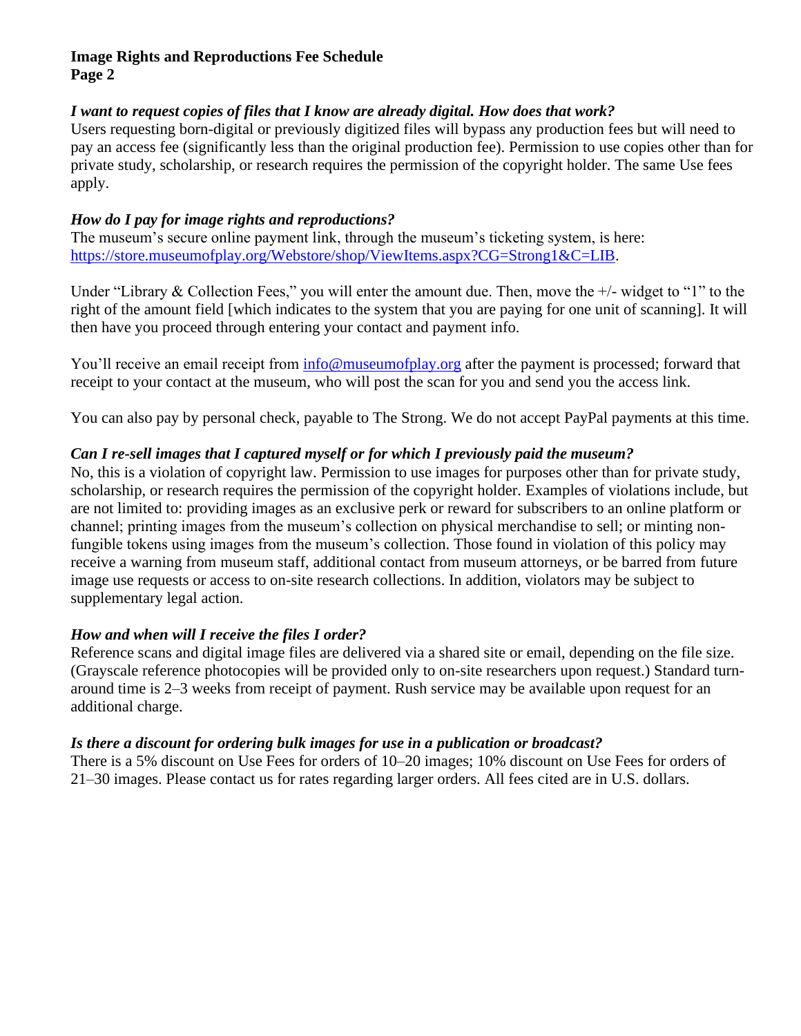**Image Rights and Reproductions Fee Schedule**
**Page 2**

***I want to request copies of files that I know are already digital. How does that work?***

Users requesting born-digital or previously digitized files will bypass any production fees but will need to pay an access fee (significantly less than the original production fee). Permission to use copies other than for private study, scholarship, or research requires the permission of the copyright holder. The same Use fees apply.

***How do I pay for image rights and reproductions?***

The museum's secure online payment link, through the museum's ticketing system, is here: [https://store.museumofplay.org/Webstore/shop/ViewItems.aspx?CG=Strong1&C=LIB](https://store.museumofplay.org/Webstore/shop/ViewItems.aspx?CG=Strong1&C=LIB).

Under "Library & Collection Fees," you will enter the amount due. Then, move the +/- widget to "1" to the right of the amount field [which indicates to the system that you are paying for one unit of scanning]. It will then have you proceed through entering your contact and payment info.

You'll receive an email receipt from [info@museumofplay.org](mailto:info@museumofplay.org) after the payment is processed; forward that receipt to your contact at the museum, who will post the scan for you and send you the access link.

You can also pay by personal check, payable to The Strong. We do not accept PayPal payments at this time.

***Can I re-sell images that I captured myself or for which I previously paid the museum?***

No, this is a violation of copyright law. Permission to use images for purposes other than for private study, scholarship, or research requires the permission of the copyright holder. Examples of violations include, but are not limited to: providing images as an exclusive perk or reward for subscribers to an online platform or channel; printing images from the museum's collection on physical merchandise to sell; or minting non-fungible tokens using images from the museum's collection. Those found in violation of this policy may receive a warning from museum staff, additional contact from museum attorneys, or be barred from future image use requests or access to on-site research collections. In addition, violators may be subject to supplementary legal action.

***How and when will I receive the files I order?***

Reference scans and digital image files are delivered via a shared site or email, depending on the file size. (Grayscale reference photocopies will be provided only to on-site researchers upon request.) Standard turn-around time is 2–3 weeks from receipt of payment. Rush service may be available upon request for an additional charge.

***Is there a discount for ordering bulk images for use in a publication or broadcast?***

There is a 5% discount on Use Fees for orders of 10–20 images; 10% discount on Use Fees for orders of 21–30 images. Please contact us for rates regarding larger orders. All fees cited are in U.S. dollars.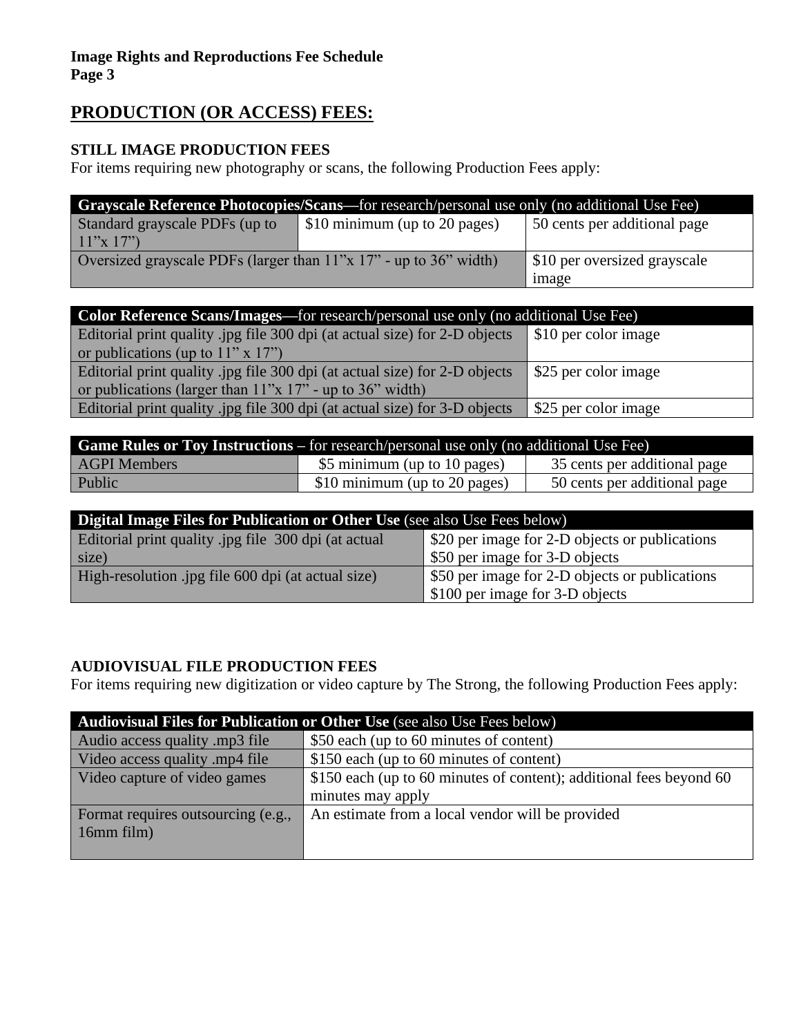## PRODUCTION (OR ACCESS) FEES:

### STILL IMAGE PRODUCTION FEES

For items requiring new photography or scans, the following Production Fees apply:

| **Grayscale Reference Photocopies/Scans**—for research/personal use only (no additional Use Fee) | | |
|---|---|---|
| Standard grayscale PDFs (up to 11"x 17") | $10 minimum (up to 20 pages) | 50 cents per additional page |
| Oversized grayscale PDFs (larger than 11"x 17" - up to 36" width) | | $10 per oversized grayscale image |

| **Color Reference Scans/Images**—for research/personal use only (no additional Use Fee) | |
|---|---|
| Editorial print quality .jpg file 300 dpi (at actual size) for 2-D objects or publications (up to 11" x 17") | $10 per color image |
| Editorial print quality .jpg file 300 dpi (at actual size) for 2-D objects or publications (larger than 11"x 17" - up to 36" width) | $25 per color image |
| Editorial print quality .jpg file 300 dpi (at actual size) for 3-D objects | $25 per color image |

| **Game Rules or Toy Instructions** – for research/personal use only (no additional Use Fee) | | |
|---|---|---|
| AGPI Members | $5 minimum (up to 10 pages) | 35 cents per additional page |
| Public | $10 minimum (up to 20 pages) | 50 cents per additional page |

| **Digital Image Files for Publication or Other Use** (see also Use Fees below) | |
|---|---|
| Editorial print quality .jpg file 300 dpi (at actual size) | $20 per image for 2-D objects or publications<br>$50 per image for 3-D objects |
| High-resolution .jpg file 600 dpi (at actual size) | $50 per image for 2-D objects or publications<br>$100 per image for 3-D objects |

### AUDIOVISUAL FILE PRODUCTION FEES

For items requiring new digitization or video capture by The Strong, the following Production Fees apply:

| **Audiovisual Files for Publication or Other Use** (see also Use Fees below) | |
|---|---|
| Audio access quality .mp3 file | $50 each (up to 60 minutes of content) |
| Video access quality .mp4 file | $150 each (up to 60 minutes of content) |
| Video capture of video games | $150 each (up to 60 minutes of content); additional fees beyond 60 minutes may apply |
| Format requires outsourcing (e.g., 16mm film) | An estimate from a local vendor will be provided |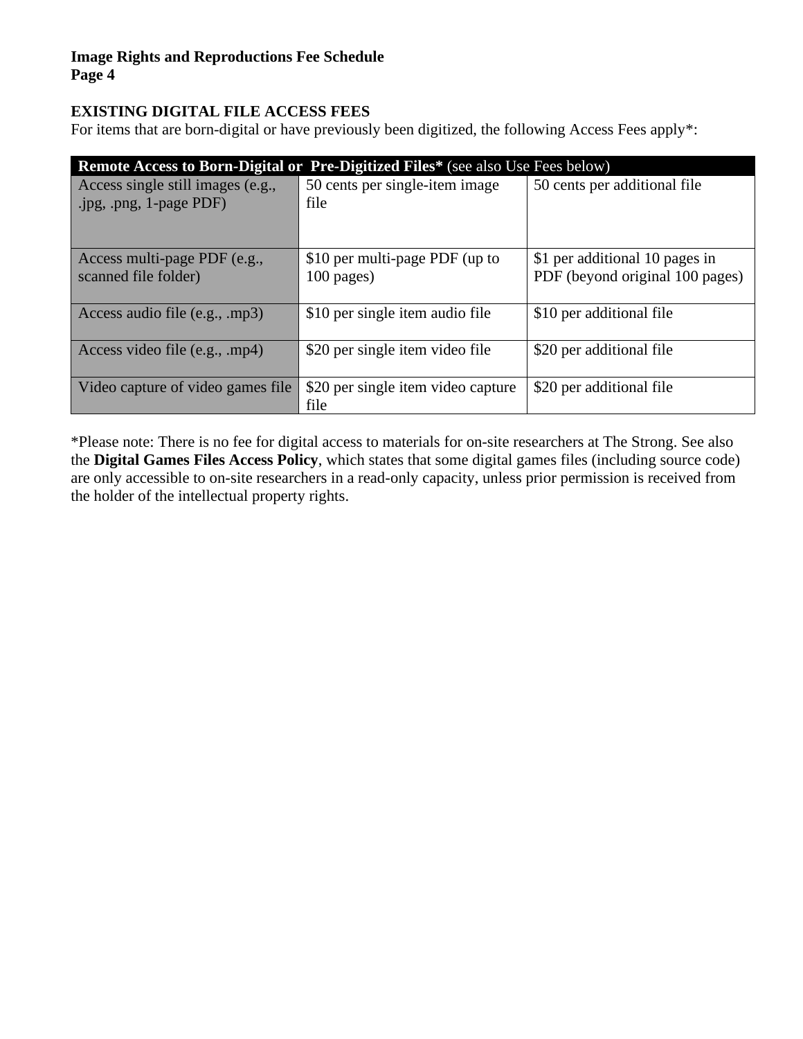**EXISTING DIGITAL FILE ACCESS FEES**

For items that are born-digital or have previously been digitized, the following Access Fees apply*:

| **Remote Access to Born-Digital or Pre-Digitized Files*** (see also Use Fees below) | | |
|---|---|---|
| Access single still images (e.g., .jpg, .png, 1-page PDF) | 50 cents per single-item image file | 50 cents per additional file |
| Access multi-page PDF (e.g., scanned file folder) | $10 per multi-page PDF (up to 100 pages) | $1 per additional 10 pages in PDF (beyond original 100 pages) |
| Access audio file (e.g., .mp3) | $10 per single item audio file | $10 per additional file |
| Access video file (e.g., .mp4) | $20 per single item video file | $20 per additional file |
| Video capture of video games file | $20 per single item video capture file | $20 per additional file |

*Please note: There is no fee for digital access to materials for on-site researchers at The Strong. See also the **Digital Games Files Access Policy**, which states that some digital games files (including source code) are only accessible to on-site researchers in a read-only capacity, unless prior permission is received from the holder of the intellectual property rights.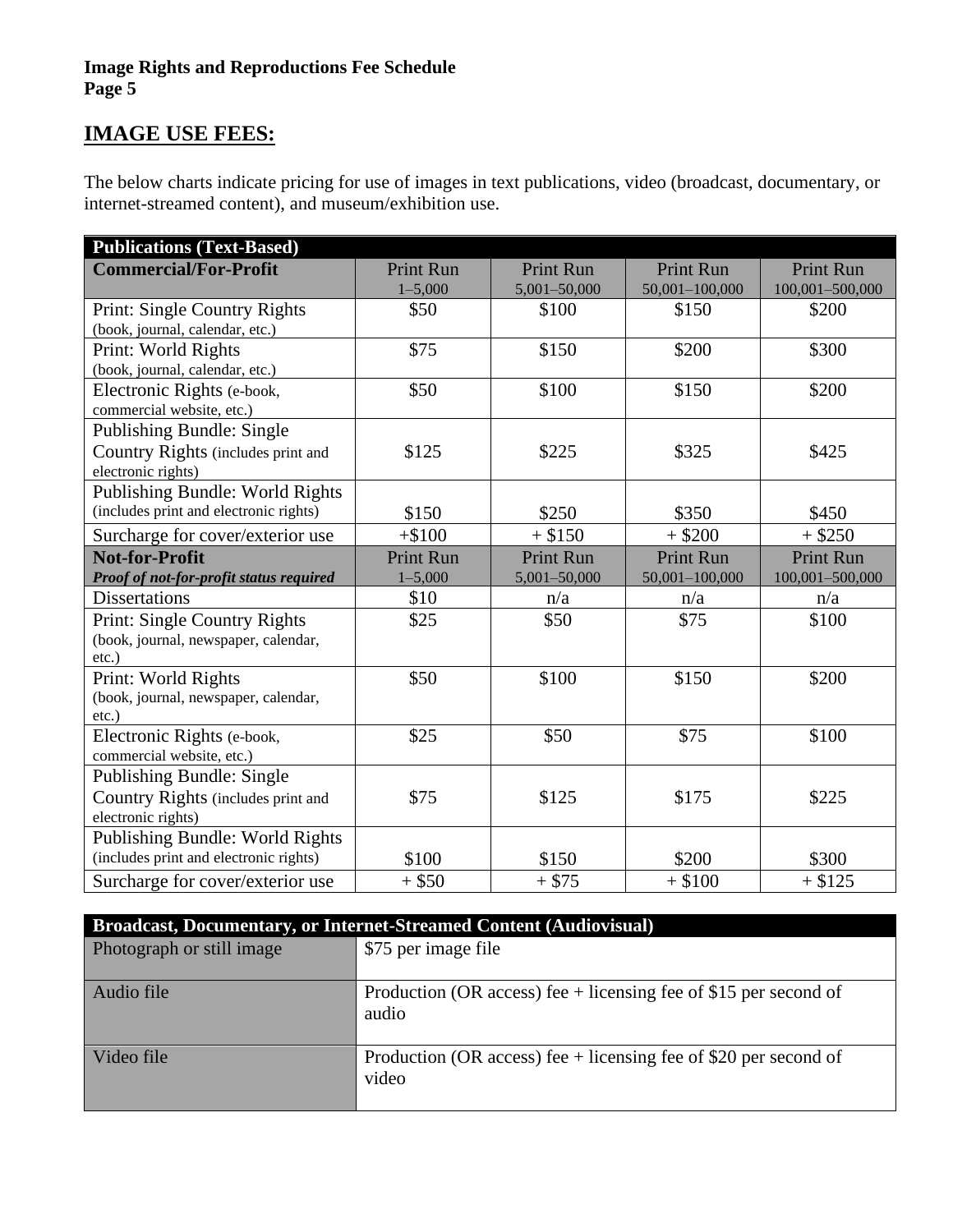## IMAGE USE FEES:

The below charts indicate pricing for use of images in text publications, video (broadcast, documentary, or internet-streamed content), and museum/exhibition use.

| **Publications (Text-Based)** | | | | |
|---|---|---|---|---|
| **Commercial/For-Profit** | Print Run 1–5,000 | Print Run 5,001–50,000 | Print Run 50,001–100,000 | Print Run 100,001–500,000 |
| Print: Single Country Rights (book, journal, calendar, etc.) | $50 | $100 | $150 | $200 |
| Print: World Rights (book, journal, calendar, etc.) | $75 | $150 | $200 | $300 |
| Electronic Rights (e-book, commercial website, etc.) | $50 | $100 | $150 | $200 |
| Publishing Bundle: Single Country Rights (includes print and electronic rights) | $125 | $225 | $325 | $425 |
| Publishing Bundle: World Rights (includes print and electronic rights) | $150 | $250 | $350 | $450 |
| Surcharge for cover/exterior use | +$100 | + $150 | + $200 | + $250 |
| **Not-for-Profit** ***Proof of not-for-profit status required*** | Print Run 1–5,000 | Print Run 5,001–50,000 | Print Run 50,001–100,000 | Print Run 100,001–500,000 |
| Dissertations | $10 | n/a | n/a | n/a |
| Print: Single Country Rights (book, journal, newspaper, calendar, etc.) | $25 | $50 | $75 | $100 |
| Print: World Rights (book, journal, newspaper, calendar, etc.) | $50 | $100 | $150 | $200 |
| Electronic Rights (e-book, commercial website, etc.) | $25 | $50 | $75 | $100 |
| Publishing Bundle: Single Country Rights (includes print and electronic rights) | $75 | $125 | $175 | $225 |
| Publishing Bundle: World Rights (includes print and electronic rights) | $100 | $150 | $200 | $300 |
| Surcharge for cover/exterior use | + $50 | + $75 | + $100 | + $125 |

| **Broadcast, Documentary, or Internet-Streamed Content (Audiovisual)** | |
|---|---|
| Photograph or still image | $75 per image file |
| Audio file | Production (OR access) fee + licensing fee of $15 per second of audio |
| Video file | Production (OR access) fee + licensing fee of $20 per second of video |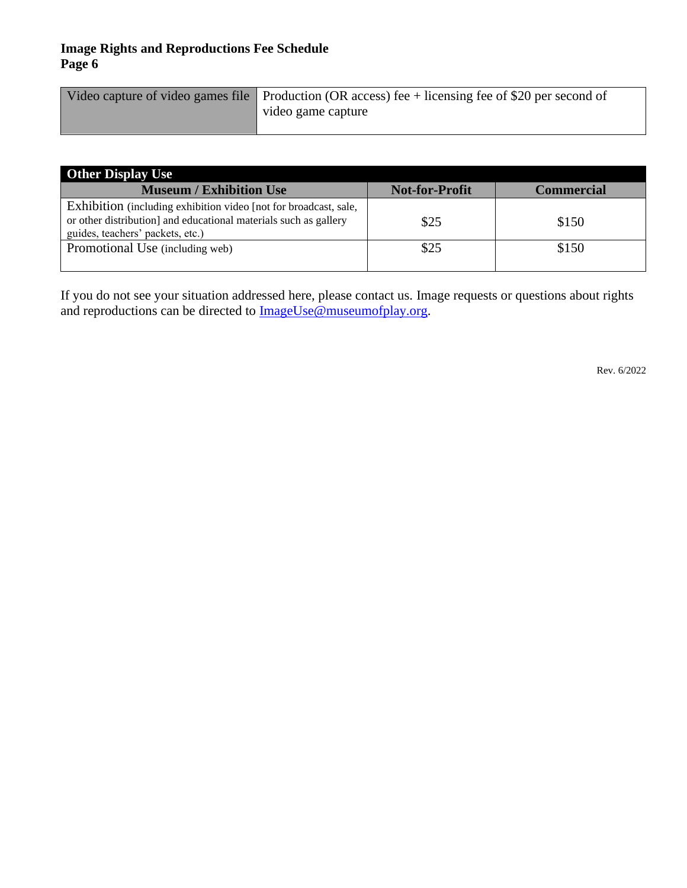| | |
|---|---|
| Video capture of video games file | Production (OR access) fee + licensing fee of $20 per second of video game capture |

| Other Display Use | | |
|---|---|---|
| **Museum / Exhibition Use** | **Not-for-Profit** | **Commercial** |
| Exhibition (including exhibition video [not for broadcast, sale, or other distribution] and educational materials such as gallery guides, teachers' packets, etc.) | $25 | $150 |
| Promotional Use (including web) | $25 | $150 |

If you do not see your situation addressed here, please contact us. Image requests or questions about rights and reproductions can be directed to ImageUse@museumofplay.org.

Rev. 6/2022